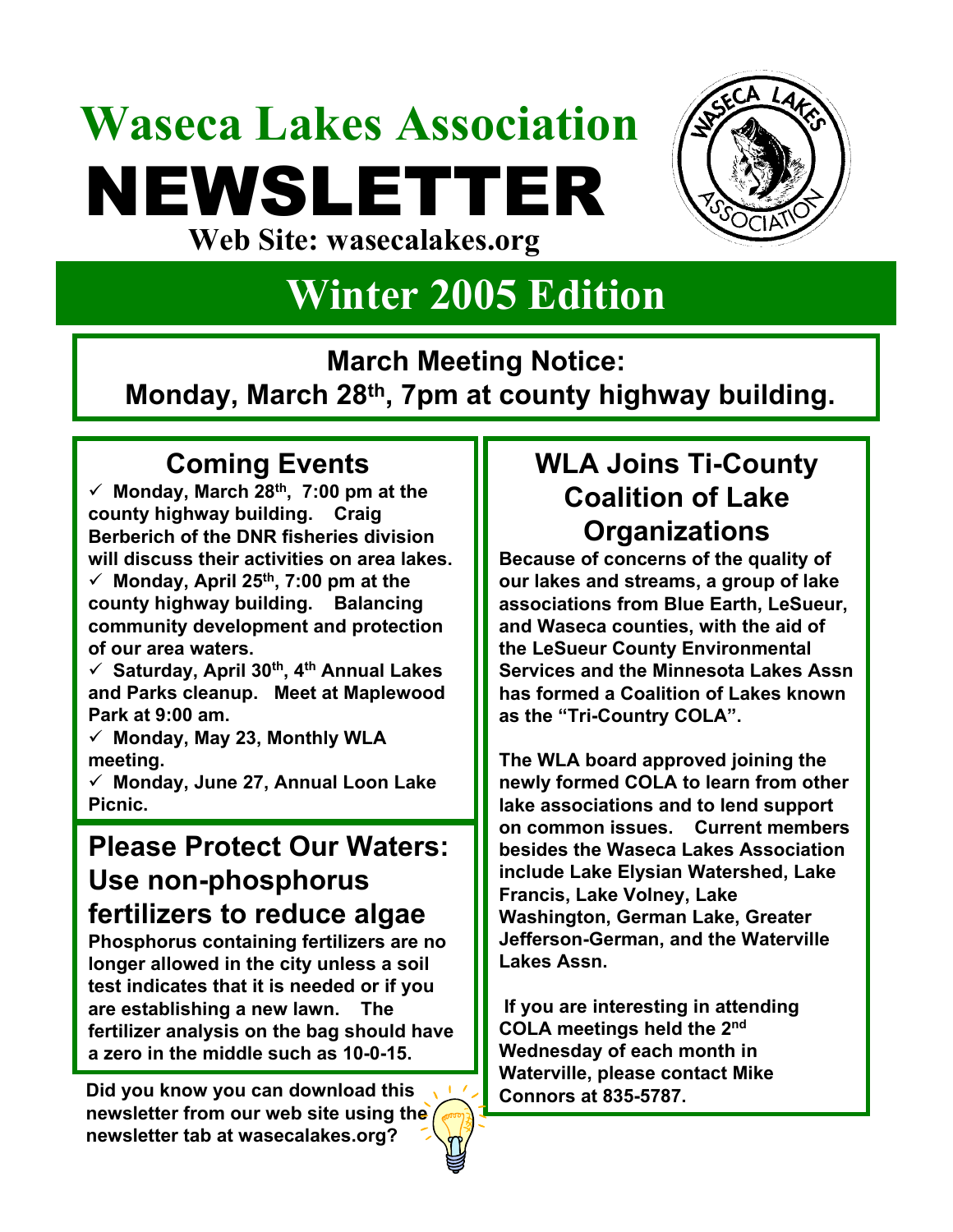# Waseca Lakes Association

# NEWSLETTER

**Web Site: wasecalakes.org**

## Winter 2005 Edition

**March Meeting Notice:**
**Monday, March 28th, 7pm at county highway building.**

## Coming Events

- ✓ **Monday, March 28th, 7:00 pm at the county highway building. Craig Berberich of the DNR fisheries division will discuss their activities on area lakes.**
- ✓ **Monday, April 25th, 7:00 pm at the county highway building. Balancing community development and protection of our area waters.**
- ✓ **Saturday, April 30th, 4th Annual Lakes and Parks cleanup. Meet at Maplewood Park at 9:00 am.**
- ✓ **Monday, May 23, Monthly WLA meeting.**
- ✓ **Monday, June 27, Annual Loon Lake Picnic.**

## Please Protect Our Waters: Use non-phosphorus fertilizers to reduce algae

**Phosphorus containing fertilizers are no longer allowed in the city unless a soil test indicates that it is needed or if you are establishing a new lawn. The fertilizer analysis on the bag should have a zero in the middle such as 10-0-15.**

**Did you know you can download this newsletter from our web site using the newsletter tab at wasecalakes.org?**

## WLA Joins Ti-County Coalition of Lake Organizations

**Because of concerns of the quality of our lakes and streams, a group of lake associations from Blue Earth, LeSueur, and Waseca counties, with the aid of the LeSueur County Environmental Services and the Minnesota Lakes Assn has formed a Coalition of Lakes known as the "Tri-Country COLA".**

**The WLA board approved joining the newly formed COLA to learn from other lake associations and to lend support on common issues. Current members besides the Waseca Lakes Association include Lake Elysian Watershed, Lake Francis, Lake Volney, Lake Washington, German Lake, Greater Jefferson-German, and the Waterville Lakes Assn.**

**If you are interesting in attending COLA meetings held the 2nd Wednesday of each month in Waterville, please contact Mike Connors at 835-5787.**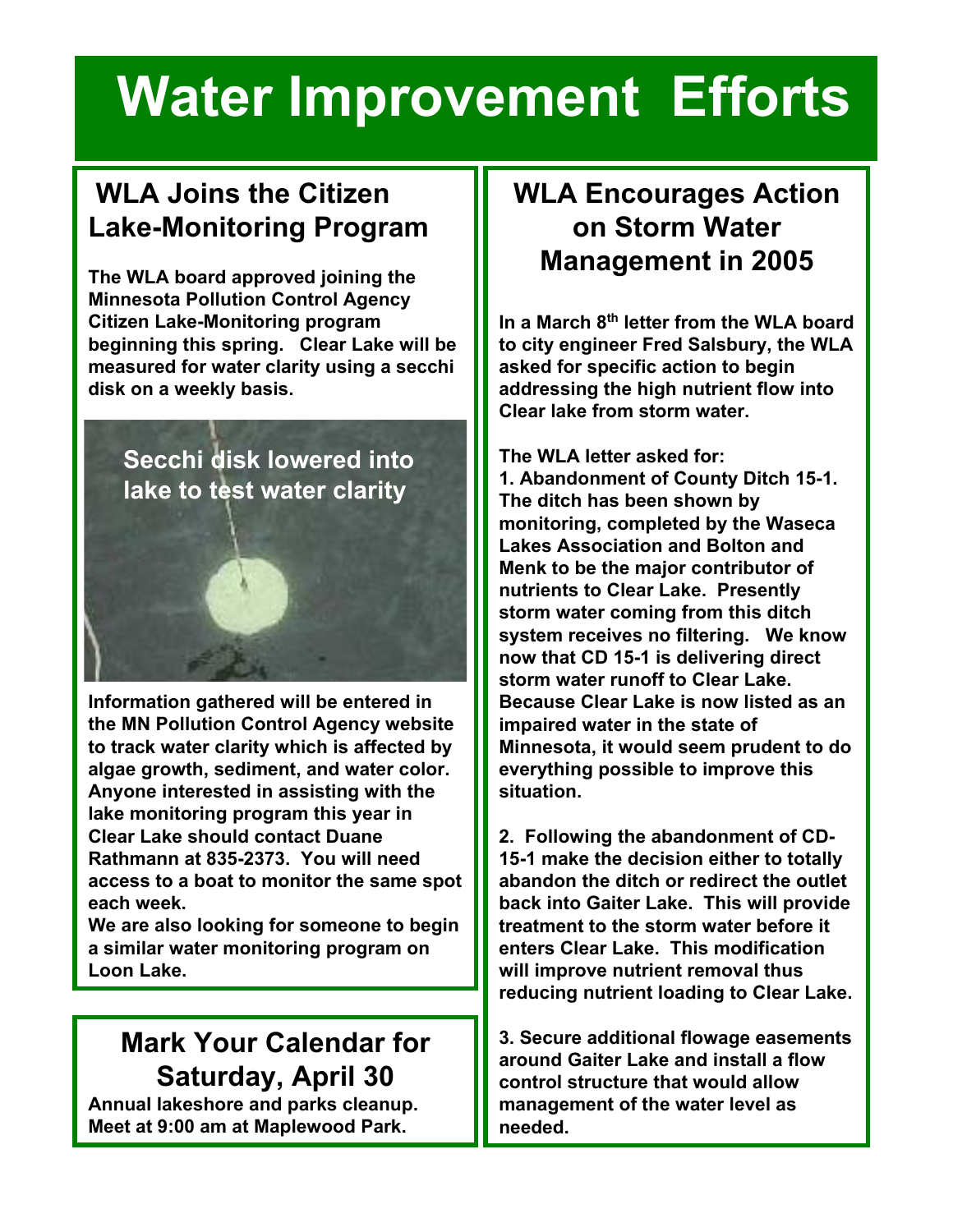# Water Improvement Efforts

## WLA Joins the Citizen Lake-Monitoring Program

**The WLA board approved joining the Minnesota Pollution Control Agency Citizen Lake-Monitoring program beginning this spring. Clear Lake will be measured for water clarity using a secchi disk on a weekly basis.**

Secchi disk lowered into lake to test water clarity

**Information gathered will be entered in the MN Pollution Control Agency website to track water clarity which is affected by algae growth, sediment, and water color. Anyone interested in assisting with the lake monitoring program this year in Clear Lake should contact Duane Rathmann at 835-2373. You will need access to a boat to monitor the same spot each week.**

**We are also looking for someone to begin a similar water monitoring program on Loon Lake.**

## Mark Your Calendar for Saturday, April 30

**Annual lakeshore and parks cleanup. Meet at 9:00 am at Maplewood Park.**

## WLA Encourages Action on Storm Water Management in 2005

**In a March 8th letter from the WLA board to city engineer Fred Salsbury, the WLA asked for specific action to begin addressing the high nutrient flow into Clear lake from storm water.**

**The WLA letter asked for:**

**1. Abandonment of County Ditch 15-1. The ditch has been shown by monitoring, completed by the Waseca Lakes Association and Bolton and Menk to be the major contributor of nutrients to Clear Lake. Presently storm water coming from this ditch system receives no filtering. We know now that CD 15-1 is delivering direct storm water runoff to Clear Lake. Because Clear Lake is now listed as an impaired water in the state of Minnesota, it would seem prudent to do everything possible to improve this situation.**

**2. Following the abandonment of CD-15-1 make the decision either to totally abandon the ditch or redirect the outlet back into Gaiter Lake. This will provide treatment to the storm water before it enters Clear Lake. This modification will improve nutrient removal thus reducing nutrient loading to Clear Lake.**

**3. Secure additional flowage easements around Gaiter Lake and install a flow control structure that would allow management of the water level as needed.**